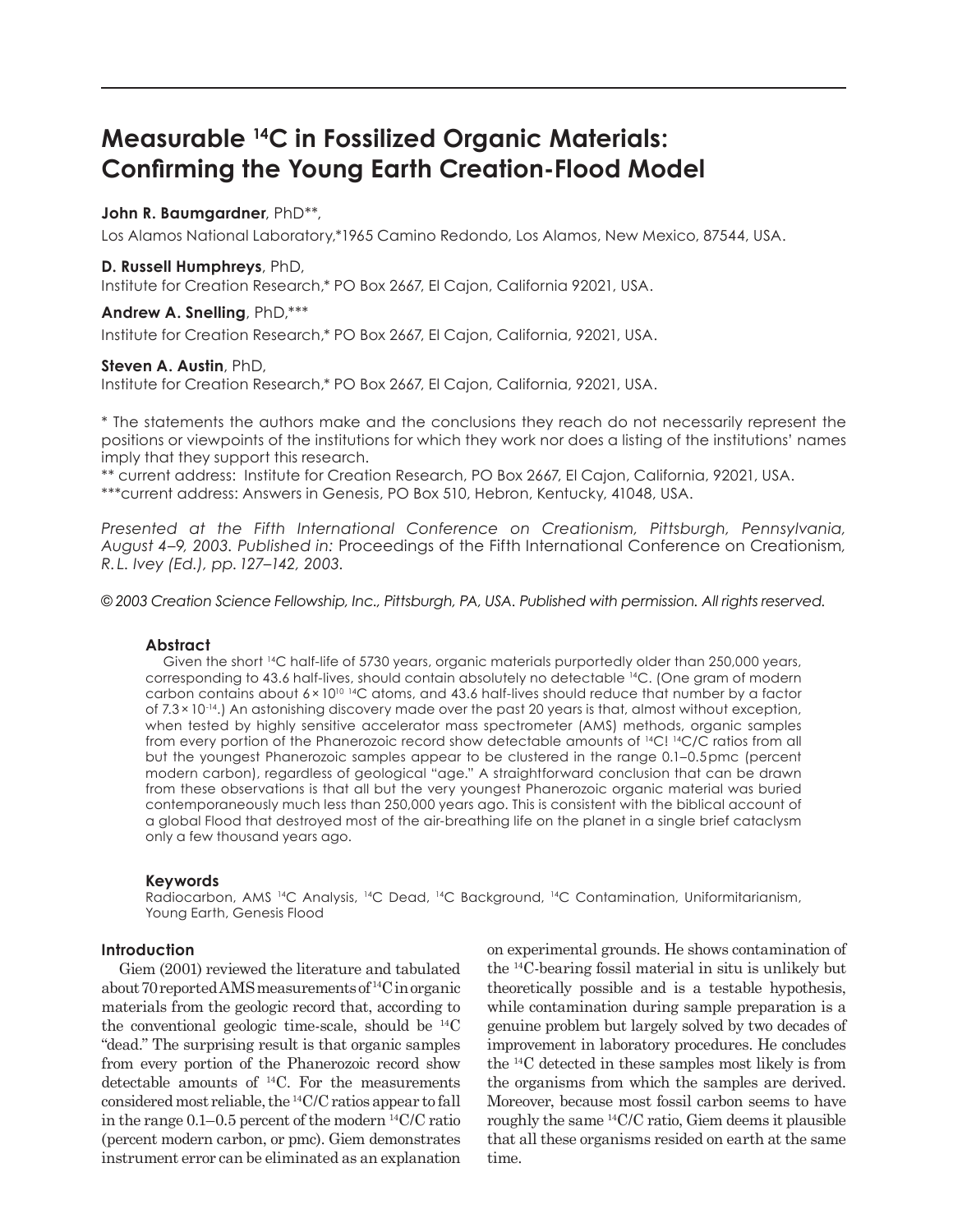# Measurable $^{14}C$ in Fossilized Organic Materials: Confirming the Young Earth Creation-Flood Model

**John R. Baumgardner**, PhD**,

Los Alamos National Laboratory,*1965 Camino Redondo, Los Alamos, New Mexico, 87544, USA.

**D. Russell Humphreys**, PhD,

Institute for Creation Research,* PO Box 2667, El Cajon, California 92021, USA.

**Andrew A. Snelling**, PhD,***

Institute for Creation Research,* PO Box 2667, El Cajon, California, 92021, USA.

**Steven A. Austin**, PhD,

Institute for Creation Research,* PO Box 2667, El Cajon, California, 92021, USA.

* The statements the authors make and the conclusions they reach do not necessarily represent the positions or viewpoints of the institutions for which they work nor does a listing of the institutions' names imply that they support this research.

** current address: Institute for Creation Research, PO Box 2667, El Cajon, California, 92021, USA.

***current address: Answers in Genesis, PO Box 510, Hebron, Kentucky, 41048, USA.

*Presented at the Fifth International Conference on Creationism, Pittsburgh, Pennsylvania, August 4–9, 2003. Published in:* Proceedings of the Fifth International Conference on Creationism, *R.L. Ivey (Ed.), pp. 127–142, 2003.*

*© 2003 Creation Science Fellowship, Inc., Pittsburgh, PA, USA. Published with permission. All rights reserved.*

### Abstract

Given the short $^{14}C$ half-life of 5730 years, organic materials purportedly older than 250,000 years, corresponding to 43.6 half-lives, should contain absolutely no detectable $^{14}C$. (One gram of modern carbon contains about $6 \times 10^{10}$ $^{14}C$ atoms, and 43.6 half-lives should reduce that number by a factor of $7.3 \times 10^{-14}$.) An astonishing discovery made over the past 20 years is that, almost without exception, when tested by highly sensitive accelerator mass spectrometer (AMS) methods, organic samples from every portion of the Phanerozoic record show detectable amounts of $^{14}C$! $^{14}C/C$ ratios from all but the youngest Phanerozoic samples appear to be clustered in the range 0.1–0.5 pmc (percent modern carbon), regardless of geological "age." A straightforward conclusion that can be drawn from these observations is that all but the very youngest Phanerozoic organic material was buried contemporaneously much less than 250,000 years ago. This is consistent with the biblical account of a global Flood that destroyed most of the air-breathing life on the planet in a single brief cataclysm only a few thousand years ago.

### Keywords

Radiocarbon, AMS $^{14}C$ Analysis, $^{14}C$ Dead, $^{14}C$ Background, $^{14}C$ Contamination, Uniformitarianism, Young Earth, Genesis Flood

### Introduction

Giem (2001) reviewed the literature and tabulated about 70 reported AMS measurements of $^{14}C$ in organic materials from the geologic record that, according to the conventional geologic time-scale, should be $^{14}C$ "dead." The surprising result is that organic samples from every portion of the Phanerozoic record show detectable amounts of $^{14}C$. For the measurements considered most reliable, the $^{14}C/C$ ratios appear to fall in the range 0.1–0.5 percent of the modern $^{14}C/C$ ratio (percent modern carbon, or pmc). Giem demonstrates instrument error can be eliminated as an explanation on experimental grounds. He shows contamination of the $^{14}C$-bearing fossil material in situ is unlikely but theoretically possible and is a testable hypothesis, while contamination during sample preparation is a genuine problem but largely solved by two decades of improvement in laboratory procedures. He concludes the $^{14}C$ detected in these samples most likely is from the organisms from which the samples are derived. Moreover, because most fossil carbon seems to have roughly the same $^{14}C/C$ ratio, Giem deems it plausible that all these organisms resided on earth at the same time.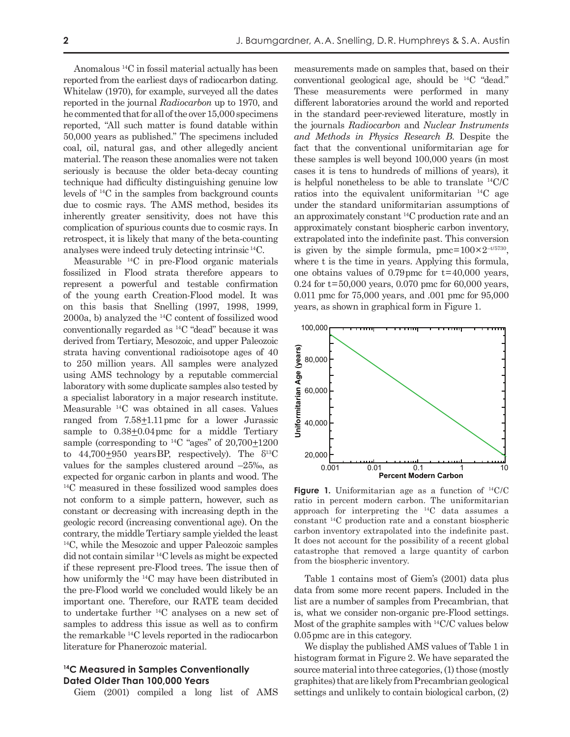Anomalous $^{14}C$ in fossil material actually has been reported from the earliest days of radiocarbon dating. Whitelaw (1970), for example, surveyed all the dates reported in the journal *Radiocarbon* up to 1970, and he commented that for all of the over 15,000 specimens reported, "All such matter is found datable within 50,000 years as published." The specimens included coal, oil, natural gas, and other allegedly ancient material. The reason these anomalies were not taken seriously is because the older beta-decay counting technique had difficulty distinguishing genuine low levels of $^{14}C$ in the samples from background counts due to cosmic rays. The AMS method, besides its inherently greater sensitivity, does not have this complication of spurious counts due to cosmic rays. In retrospect, it is likely that many of the beta-counting analyses were indeed truly detecting intrinsic $^{14}C$.

Measurable $^{14}C$ in pre-Flood organic materials fossilized in Flood strata therefore appears to represent a powerful and testable confirmation of the young earth Creation-Flood model. It was on this basis that Snelling (1997, 1998, 1999, 2000a, b) analyzed the $^{14}C$ content of fossilized wood conventionally regarded as $^{14}C$ "dead" because it was derived from Tertiary, Mesozoic, and upper Paleozoic strata having conventional radioisotope ages of 40 to 250 million years. All samples were analyzed using AMS technology by a reputable commercial laboratory with some duplicate samples also tested by a specialist laboratory in a major research institute. Measurable $^{14}C$ was obtained in all cases. Values ranged from $7.58 \pm 1.11$ pmc for a lower Jurassic sample to $0.38 \pm 0.04$ pmc for a middle Tertiary sample (corresponding to $^{14}C$ "ages" of $20{,}700 \pm 1200$ to $44{,}700 \pm 950$ years BP, respectively). The $\delta^{13}C$ values for the samples clustered around –25‰, as expected for organic carbon in plants and wood. The $^{14}C$ measured in these fossilized wood samples does not conform to a simple pattern, however, such as constant or decreasing with increasing depth in the geologic record (increasing conventional age). On the contrary, the middle Tertiary sample yielded the least $^{14}C$, while the Mesozoic and upper Paleozoic samples did not contain similar $^{14}C$ levels as might be expected if these represent pre-Flood trees. The issue then of how uniformly the $^{14}C$ may have been distributed in the pre-Flood world we concluded would likely be an important one. Therefore, our RATE team decided to undertake further $^{14}C$ analyses on a new set of samples to address this issue as well as to confirm the remarkable $^{14}C$ levels reported in the radiocarbon literature for Phanerozoic material.

## $^{14}C$ Measured in Samples Conventionally Dated Older Than 100,000 Years

Giem (2001) compiled a long list of AMS measurements made on samples that, based on their conventional geological age, should be $^{14}C$ "dead." These measurements were performed in many different laboratories around the world and reported in the standard peer-reviewed literature, mostly in the journals *Radiocarbon* and *Nuclear Instruments and Methods in Physics Research B*. Despite the fact that the conventional uniformitarian age for these samples is well beyond 100,000 years (in most cases it is tens to hundreds of millions of years), it is helpful nonetheless to be able to translate $^{14}C/C$ ratios into the equivalent uniformitarian $^{14}C$ age under the standard uniformitarian assumptions of an approximately constant $^{14}C$ production rate and an approximately constant biospheric carbon inventory, extrapolated into the indefinite past. This conversion is given by the simple formula, $\text{pmc} = 100 \times 2^{-t/5730}$, where t is the time in years. Applying this formula, one obtains values of 0.79 pmc for t = 40,000 years, 0.24 for t = 50,000 years, 0.070 pmc for 60,000 years, 0.011 pmc for 75,000 years, and .001 pmc for 95,000 years, as shown in graphical form in Figure 1.

**Figure 1.** Uniformitarian age as a function of $^{14}C/C$ ratio in percent modern carbon. The uniformitarian approach for interpreting the $^{14}C$ data assumes a constant $^{14}C$ production rate and a constant biospheric carbon inventory extrapolated into the indefinite past. It does not account for the possibility of a recent global catastrophe that removed a large quantity of carbon from the biospheric inventory.

Table 1 contains most of Giem's (2001) data plus data from some more recent papers. Included in the list are a number of samples from Precambrian, that is, what we consider non-organic pre-Flood settings. Most of the graphite samples with $^{14}C/C$ values below 0.05 pmc are in this category.

We display the published AMS values of Table 1 in histogram format in Figure 2. We have separated the source material into three categories, (1) those (mostly graphites) that are likely from Precambrian geological settings and unlikely to contain biological carbon, (2)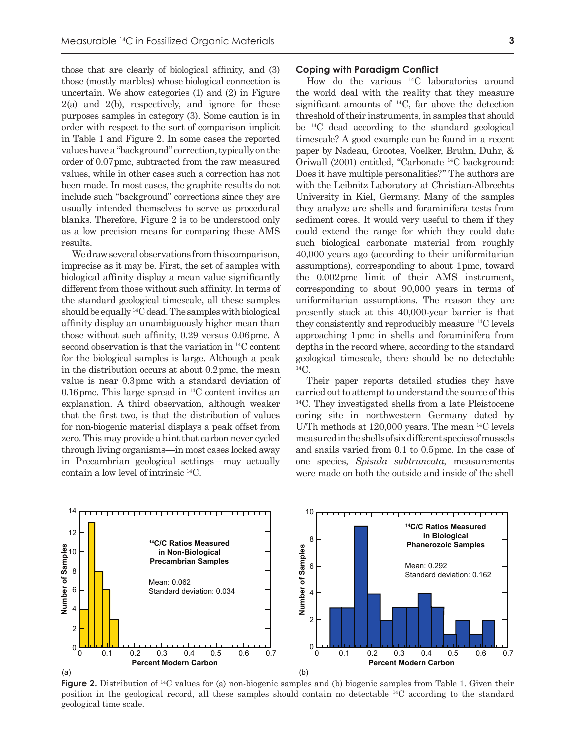those that are clearly of biological affinity, and (3) those (mostly marbles) whose biological connection is uncertain. We show categories (1) and (2) in Figure 2(a) and 2(b), respectively, and ignore for these purposes samples in category (3). Some caution is in order with respect to the sort of comparison implicit in Table 1 and Figure 2. In some cases the reported values have a "background" correction, typically on the order of 0.07 pmc, subtracted from the raw measured values, while in other cases such a correction has not been made. In most cases, the graphite results do not include such "background" corrections since they are usually intended themselves to serve as procedural blanks. Therefore, Figure 2 is to be understood only as a low precision means for comparing these AMS results.

We draw several observations from this comparison, imprecise as it may be. First, the set of samples with biological affinity display a mean value significantly different from those without such affinity. In terms of the standard geological timescale, all these samples should be equally $^{14}C$ dead. The samples with biological affinity display an unambiguously higher mean than those without such affinity, 0.29 versus 0.06 pmc. A second observation is that the variation in $^{14}C$ content for the biological samples is large. Although a peak in the distribution occurs at about 0.2 pmc, the mean value is near 0.3 pmc with a standard deviation of 0.16 pmc. This large spread in $^{14}C$ content invites an explanation. A third observation, although weaker that the first two, is that the distribution of values for non-biogenic material displays a peak offset from zero. This may provide a hint that carbon never cycled through living organisms—in most cases locked away in Precambrian geological settings—may actually contain a low level of intrinsic $^{14}C$.

### Coping with Paradigm Conflict

How do the various $^{14}C$ laboratories around the world deal with the reality that they measure significant amounts of $^{14}C$, far above the detection threshold of their instruments, in samples that should be $^{14}C$ dead according to the standard geological timescale? A good example can be found in a recent paper by Nadeau, Grootes, Voelker, Bruhn, Duhr, & Oriwall (2001) entitled, "Carbonate $^{14}C$ background: Does it have multiple personalities?" The authors are with the Leibnitz Laboratory at Christian-Albrechts University in Kiel, Germany. Many of the samples they analyze are shells and foraminifera tests from sediment cores. It would very useful to them if they could extend the range for which they could date such biological carbonate material from roughly 40,000 years ago (according to their uniformitarian assumptions), corresponding to about 1 pmc, toward the 0.002 pmc limit of their AMS instrument, corresponding to about 90,000 years in terms of uniformitarian assumptions. The reason they are presently stuck at this 40,000-year barrier is that they consistently and reproducibly measure $^{14}C$ levels approaching 1 pmc in shells and foraminifera from depths in the record where, according to the standard geological timescale, there should be no detectable $^{14}C$.

Their paper reports detailed studies they have carried out to attempt to understand the source of this $^{14}C$. They investigated shells from a late Pleistocene coring site in northwestern Germany dated by U/Th methods at 120,000 years. The mean $^{14}C$ levels measured in the shells of six different species of mussels and snails varied from 0.1 to 0.5 pmc. In the case of one species, *Spisula subtruncata*, measurements were made on both the outside and inside of the shell

**Figure 2.** Distribution of $^{14}C$ values for (a) non-biogenic samples and (b) biogenic samples from Table 1. Given their position in the geological record, all these samples should contain no detectable $^{14}C$ according to the standard geological time scale.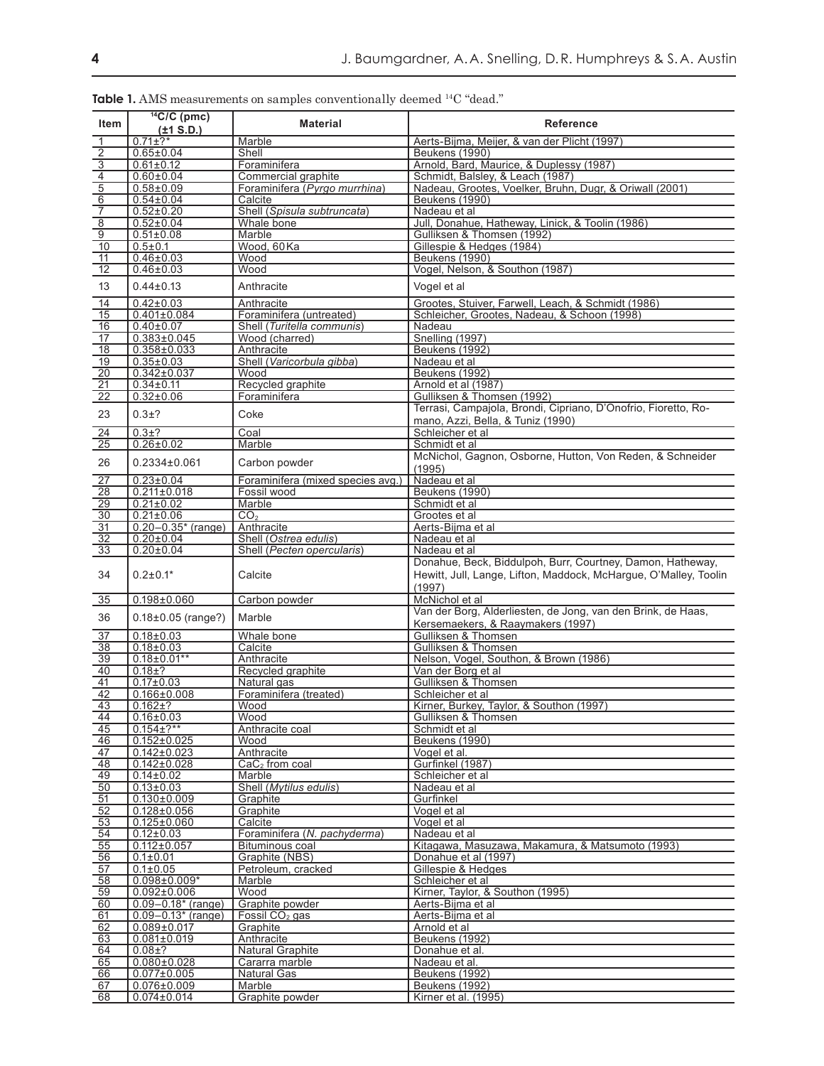**Table 1.** AMS measurements on samples conventionally deemed $^{14}C$ "dead."

| Item | $^{14}C/C$ (pmc) (±1 S.D.) | Material | Reference |
|---|---|---|---|
| 1 | 0.71±?* | Marble | Aerts-Bijma, Meijer, & van der Plicht (1997) |
| 2 | 0.65±0.04 | Shell | Beukens (1990) |
| 3 | 0.61±0.12 | Foraminifera | Arnold, Bard, Maurice, & Duplessy (1987) |
| 4 | 0.60±0.04 | Commercial graphite | Schmidt, Balsley, & Leach (1987) |
| 5 | 0.58±0.09 | Foraminifera (*Pyrgo murrhina*) | Nadeau, Grootes, Voelker, Bruhn, Dugr, & Oriwall (2001) |
| 6 | 0.54±0.04 | Calcite | Beukens (1990) |
| 7 | 0.52±0.20 | Shell (*Spisula subtruncata*) | Nadeau et al |
| 8 | 0.52±0.04 | Whale bone | Jull, Donahue, Hatheway, Linick, & Toolin (1986) |
| 9 | 0.51±0.08 | Marble | Gulliksen & Thomsen (1992) |
| 10 | 0.5±0.1 | Wood, 60 Ka | Gillespie & Hedges (1984) |
| 11 | 0.46±0.03 | Wood | Beukens (1990) |
| 12 | 0.46±0.03 | Wood | Vogel, Nelson, & Southon (1987) |
| 13 | 0.44±0.13 | Anthracite | Vogel et al |
| 14 | 0.42±0.03 | Anthracite | Grootes, Stuiver, Farwell, Leach, & Schmidt (1986) |
| 15 | 0.401±0.084 | Foraminifera (untreated) | Schleicher, Grootes, Nadeau, & Schoon (1998) |
| 16 | 0.40±0.07 | Shell (*Turitella communis*) | Nadeau |
| 17 | 0.383±0.045 | Wood (charred) | Snelling (1997) |
| 18 | 0.358±0.033 | Anthracite | Beukens (1992) |
| 19 | 0.35±0.03 | Shell (*Varicorbula gibba*) | Nadeau et al |
| 20 | 0.342±0.037 | Wood | Beukens (1992) |
| 21 | 0.34±0.11 | Recycled graphite | Arnold et al (1987) |
| 22 | 0.32±0.06 | Foraminifera | Gulliksen & Thomsen (1992) |
| 23 | 0.3±? | Coke | Terrasi, Campajola, Brondi, Cipriano, D'Onofrio, Fioretto, Romano, Azzi, Bella, & Tuniz (1990) |
| 24 | 0.3±? | Coal | Schleicher et al |
| 25 | 0.26±0.02 | Marble | Schmidt et al |
| 26 | 0.2334±0.061 | Carbon powder | McNichol, Gagnon, Osborne, Hutton, Von Reden, & Schneider (1995) |
| 27 | 0.23±0.04 | Foraminifera (mixed species avg.) | Nadeau et al |
| 28 | 0.211±0.018 | Fossil wood | Beukens (1990) |
| 29 | 0.21±0.02 | Marble | Schmidt et al |
| 30 | 0.21±0.06 | $CO_2$ | Grootes et al |
| 31 | 0.20–0.35* (range) | Anthracite | Aerts-Bijma et al |
| 32 | 0.20±0.04 | Shell (*Ostrea edulis*) | Nadeau et al |
| 33 | 0.20±0.04 | Shell (*Pecten opercularis*) | Nadeau et al |
| 34 | 0.2±0.1* | Calcite | Donahue, Beck, Biddulpoh, Burr, Courtney, Damon, Hatheway, Hewitt, Jull, Lange, Lifton, Maddock, McHargue, O'Malley, Toolin (1997) |
| 35 | 0.198±0.060 | Carbon powder | McNichol et al |
| 36 | 0.18±0.05 (range?) | Marble | Van der Borg, Alderliesten, de Jong, van den Brink, de Haas, Kersemaekers, & Raaymakers (1997) |
| 37 | 0.18±0.03 | Whale bone | Gulliksen & Thomsen |
| 38 | 0.18±0.03 | Calcite | Gulliksen & Thomsen |
| 39 | 0.18±0.01** | Anthracite | Nelson, Vogel, Southon, & Brown (1986) |
| 40 | 0.18±? | Recycled graphite | Van der Borg et al |
| 41 | 0.17±0.03 | Natural gas | Gulliksen & Thomsen |
| 42 | 0.166±0.008 | Foraminifera (treated) | Schleicher et al |
| 43 | 0.162±? | Wood | Kirner, Burkey, Taylor, & Southon (1997) |
| 44 | 0.16±0.03 | Wood | Gulliksen & Thomsen |
| 45 | 0.154±?** | Anthracite coal | Schmidt et al |
| 46 | 0.152±0.025 | Wood | Beukens (1990) |
| 47 | 0.142±0.023 | Anthracite | Vogel et al. |
| 48 | 0.142±0.028 | $CaC_2$ from coal | Gurfinkel (1987) |
| 49 | 0.14±0.02 | Marble | Schleicher et al |
| 50 | 0.13±0.03 | Shell (*Mytilus edulis*) | Nadeau et al |
| 51 | 0.130±0.009 | Graphite | Gurfinkel |
| 52 | 0.128±0.056 | Graphite | Vogel et al |
| 53 | 0.125±0.060 | Calcite | Vogel et al |
| 54 | 0.12±0.03 | Foraminifera (*N. pachyderma*) | Nadeau et al |
| 55 | 0.112±0.057 | Bituminous coal | Kitagawa, Masuzawa, Makamura, & Matsumoto (1993) |
| 56 | 0.1±0.01 | Graphite (NBS) | Donahue et al (1997) |
| 57 | 0.1±0.05 | Petroleum, cracked | Gillespie & Hedges |
| 58 | 0.098±0.009* | Marble | Schleicher et al |
| 59 | 0.092±0.006 | Wood | Kirner, Taylor, & Southon (1995) |
| 60 | 0.09–0.18* (range) | Graphite powder | Aerts-Bijma et al |
| 61 | 0.09–0.13* (range) | Fossil $CO_2$ gas | Aerts-Bijma et al |
| 62 | 0.089±0.017 | Graphite | Arnold et al |
| 63 | 0.081±0.019 | Anthracite | Beukens (1992) |
| 64 | 0.08±? | Natural Graphite | Donahue et al. |
| 65 | 0.080±0.028 | Cararra marble | Nadeau et al. |
| 66 | 0.077±0.005 | Natural Gas | Beukens (1992) |
| 67 | 0.076±0.009 | Marble | Beukens (1992) |
| 68 | 0.074±0.014 | Graphite powder | Kirner et al. (1995) |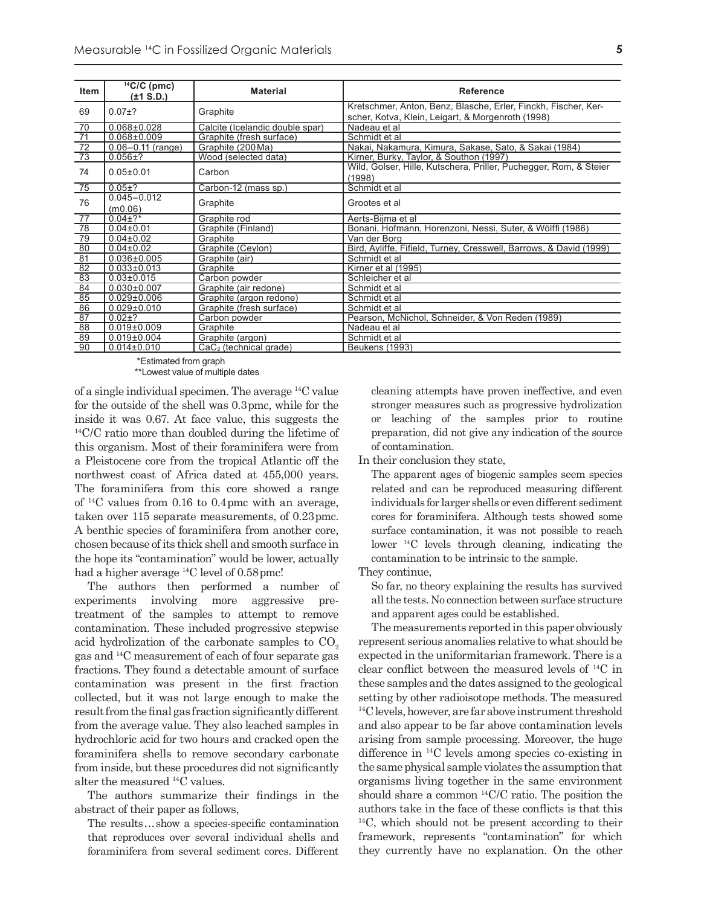| Item | $^{14}C/C$ (pmc) (±1 S.D.) | Material | Reference |
|---|---|---|---|
| 69 | 0.07±? | Graphite | Kretschmer, Anton, Benz, Blasche, Erler, Finckh, Fischer, Kerscher, Kotva, Klein, Leigart, & Morgenroth (1998) |
| 70 | 0.068±0.028 | Calcite (Icelandic double spar) | Nadeau et al |
| 71 | 0.068±0.009 | Graphite (fresh surface) | Schmidt et al |
| 72 | 0.06–0.11 (range) | Graphite (200 Ma) | Nakai, Nakamura, Kimura, Sakase, Sato, & Sakai (1984) |
| 73 | 0.056±? | Wood (selected data) | Kirner, Burky, Taylor, & Southon (1997) |
| 74 | 0.05±0.01 | Carbon | Wild, Golser, Hille, Kutschera, Priller, Puchegger, Rom, & Steier (1998) |
| 75 | 0.05±? | Carbon-12 (mass sp.) | Schmidt et al |
| 76 | 0.045–0.012 (m0.06) | Graphite | Grootes et al |
| 77 | 0.04±?* | Graphite rod | Aerts-Bijma et al |
| 78 | 0.04±0.01 | Graphite (Finland) | Bonani, Hofmann, Horenzoni, Nessi, Suter, & Wölffi (1986) |
| 79 | 0.04±0.02 | Graphite | Van der Borg |
| 80 | 0.04±0.02 | Graphite (Ceylon) | Bird, Ayliffe, Fifield, Turney, Cresswell, Barrows, & David (1999) |
| 81 | 0.036±0.005 | Graphite (air) | Schmidt et al |
| 82 | 0.033±0.013 | Graphite | Kirner et al (1995) |
| 83 | 0.03±0.015 | Carbon powder | Schleicher et al |
| 84 | 0.030±0.007 | Graphite (air redone) | Schmidt et al |
| 85 | 0.029±0.006 | Graphite (argon redone) | Schmidt et al |
| 86 | 0.029±0.010 | Graphite (fresh surface) | Schmidt et al |
| 87 | 0.02±? | Carbon powder | Pearson, McNichol, Schneider, & Von Reden (1989) |
| 88 | 0.019±0.009 | Graphite | Nadeau et al |
| 89 | 0.019±0.004 | Graphite (argon) | Schmidt et al |
| 90 | 0.014±0.010 | $CaC_2$ (technical grade) | Beukens (1993) |

*Estimated from graph
**Lowest value of multiple dates

of a single individual specimen. The average $^{14}C$ value for the outside of the shell was 0.3 pmc, while for the inside it was 0.67. At face value, this suggests the $^{14}C/C$ ratio more than doubled during the lifetime of this organism. Most of their foraminifera were from a Pleistocene core from the tropical Atlantic off the northwest coast of Africa dated at 455,000 years. The foraminifera from this core showed a range of $^{14}C$ values from 0.16 to 0.4 pmc with an average, taken over 115 separate measurements, of 0.23 pmc. A benthic species of foraminifera from another core, chosen because of its thick shell and smooth surface in the hope its "contamination" would be lower, actually had a higher average $^{14}C$ level of 0.58 pmc!

The authors then performed a number of experiments involving more aggressive pretreatment of the samples to attempt to remove contamination. These included progressive stepwise acid hydrolization of the carbonate samples to $CO_2$ gas and $^{14}C$ measurement of each of four separate gas fractions. They found a detectable amount of surface contamination was present in the first fraction collected, but it was not large enough to make the result from the final gas fraction significantly different from the average value. They also leached samples in hydrochloric acid for two hours and cracked open the foraminifera shells to remove secondary carbonate from inside, but these procedures did not significantly alter the measured $^{14}C$ values.

The authors summarize their findings in the abstract of their paper as follows,

> The results…show a species-specific contamination that reproduces over several individual shells and foraminifera from several sediment cores. Different cleaning attempts have proven ineffective, and even stronger measures such as progressive hydrolization or leaching of the samples prior to routine preparation, did not give any indication of the source of contamination.

In their conclusion they state,

> The apparent ages of biogenic samples seem species related and can be reproduced measuring different individuals for larger shells or even different sediment cores for foraminifera. Although tests showed some surface contamination, it was not possible to reach lower $^{14}C$ levels through cleaning, indicating the contamination to be intrinsic to the sample.

They continue,

> So far, no theory explaining the results has survived all the tests. No connection between surface structure and apparent ages could be established.

The measurements reported in this paper obviously represent serious anomalies relative to what should be expected in the uniformitarian framework. There is a clear conflict between the measured levels of $^{14}C$ in these samples and the dates assigned to the geological setting by other radioisotope methods. The measured $^{14}C$ levels, however, are far above instrument threshold and also appear to be far above contamination levels arising from sample processing. Moreover, the huge difference in $^{14}C$ levels among species co-existing in the same physical sample violates the assumption that organisms living together in the same environment should share a common $^{14}C/C$ ratio. The position the authors take in the face of these conflicts is that this $^{14}C$, which should not be present according to their framework, represents "contamination" for which they currently have no explanation. On the other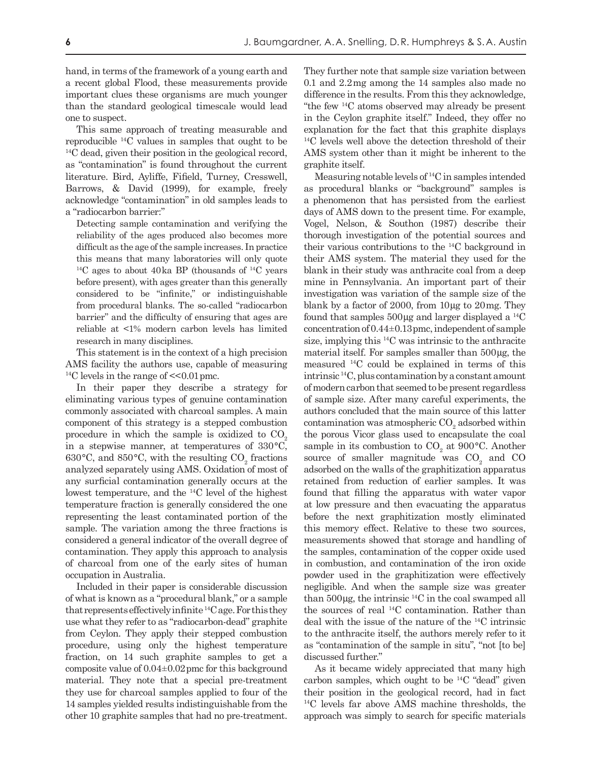hand, in terms of the framework of a young earth and a recent global Flood, these measurements provide important clues these organisms are much younger than the standard geological timescale would lead one to suspect.

This same approach of treating measurable and reproducible $^{14}C$ values in samples that ought to be $^{14}C$ dead, given their position in the geological record, as "contamination" is found throughout the current literature. Bird, Ayliffe, Fifield, Turney, Cresswell, Barrows, & David (1999), for example, freely acknowledge "contamination" in old samples leads to a "radiocarbon barrier:"

> Detecting sample contamination and verifying the reliability of the ages produced also becomes more difficult as the age of the sample increases. In practice this means that many laboratories will only quote $^{14}C$ ages to about 40 ka BP (thousands of $^{14}C$ years before present), with ages greater than this generally considered to be "infinite," or indistinguishable from procedural blanks. The so-called "radiocarbon barrier" and the difficulty of ensuring that ages are reliable at <1% modern carbon levels has limited research in many disciplines.

This statement is in the context of a high precision AMS facility the authors use, capable of measuring $^{14}C$ levels in the range of <<0.01 pmc.

In their paper they describe a strategy for eliminating various types of genuine contamination commonly associated with charcoal samples. A main component of this strategy is a stepped combustion procedure in which the sample is oxidized to $CO_2$ in a stepwise manner, at temperatures of 330 °C, 630 °C, and 850 °C, with the resulting $CO_2$ fractions analyzed separately using AMS. Oxidation of most of any surficial contamination generally occurs at the lowest temperature, and the $^{14}C$ level of the highest temperature fraction is generally considered the one representing the least contaminated portion of the sample. The variation among the three fractions is considered a general indicator of the overall degree of contamination. They apply this approach to analysis of charcoal from one of the early sites of human occupation in Australia.

Included in their paper is considerable discussion of what is known as a "procedural blank," or a sample that represents effectively infinite $^{14}C$ age. For this they use what they refer to as "radiocarbon-dead" graphite from Ceylon. They apply their stepped combustion procedure, using only the highest temperature fraction, on 14 such graphite samples to get a composite value of 0.04±0.02 pmc for this background material. They note that a special pre-treatment they use for charcoal samples applied to four of the 14 samples yielded results indistinguishable from the other 10 graphite samples that had no pre-treatment. They further note that sample size variation between 0.1 and 2.2 mg among the 14 samples also made no difference in the results. From this they acknowledge, "the few $^{14}C$ atoms observed may already be present in the Ceylon graphite itself." Indeed, they offer no explanation for the fact that this graphite displays $^{14}C$ levels well above the detection threshold of their AMS system other than it might be inherent to the graphite itself.

Measuring notable levels of $^{14}C$ in samples intended as procedural blanks or "background" samples is a phenomenon that has persisted from the earliest days of AMS down to the present time. For example, Vogel, Nelson, & Southon (1987) describe their thorough investigation of the potential sources and their various contributions to the $^{14}C$ background in their AMS system. The material they used for the blank in their study was anthracite coal from a deep mine in Pennsylvania. An important part of their investigation was variation of the sample size of the blank by a factor of 2000, from 10 μg to 20 mg. They found that samples 500 μg and larger displayed a $^{14}C$ concentration of 0.44±0.13 pmc, independent of sample size, implying this $^{14}C$ was intrinsic to the anthracite material itself. For samples smaller than 500 μg, the measured $^{14}C$ could be explained in terms of this intrinsic $^{14}C$, plus contamination by a constant amount of modern carbon that seemed to be present regardless of sample size. After many careful experiments, the authors concluded that the main source of this latter contamination was atmospheric $CO_2$ adsorbed within the porous Vicor glass used to encapsulate the coal sample in its combustion to $CO_2$ at 900 °C. Another source of smaller magnitude was $CO_2$ and CO adsorbed on the walls of the graphitization apparatus retained from reduction of earlier samples. It was found that filling the apparatus with water vapor at low pressure and then evacuating the apparatus before the next graphitization mostly eliminated this memory effect. Relative to these two sources, measurements showed that storage and handling of the samples, contamination of the copper oxide used in combustion, and contamination of the iron oxide powder used in the graphitization were effectively negligible. And when the sample size was greater than 500 μg, the intrinsic $^{14}C$ in the coal swamped all the sources of real $^{14}C$ contamination. Rather than deal with the issue of the nature of the $^{14}C$ intrinsic to the anthracite itself, the authors merely refer to it as "contamination of the sample in situ", "not [to be] discussed further."

As it became widely appreciated that many high carbon samples, which ought to be $^{14}C$ "dead" given their position in the geological record, had in fact $^{14}C$ levels far above AMS machine thresholds, the approach was simply to search for specific materials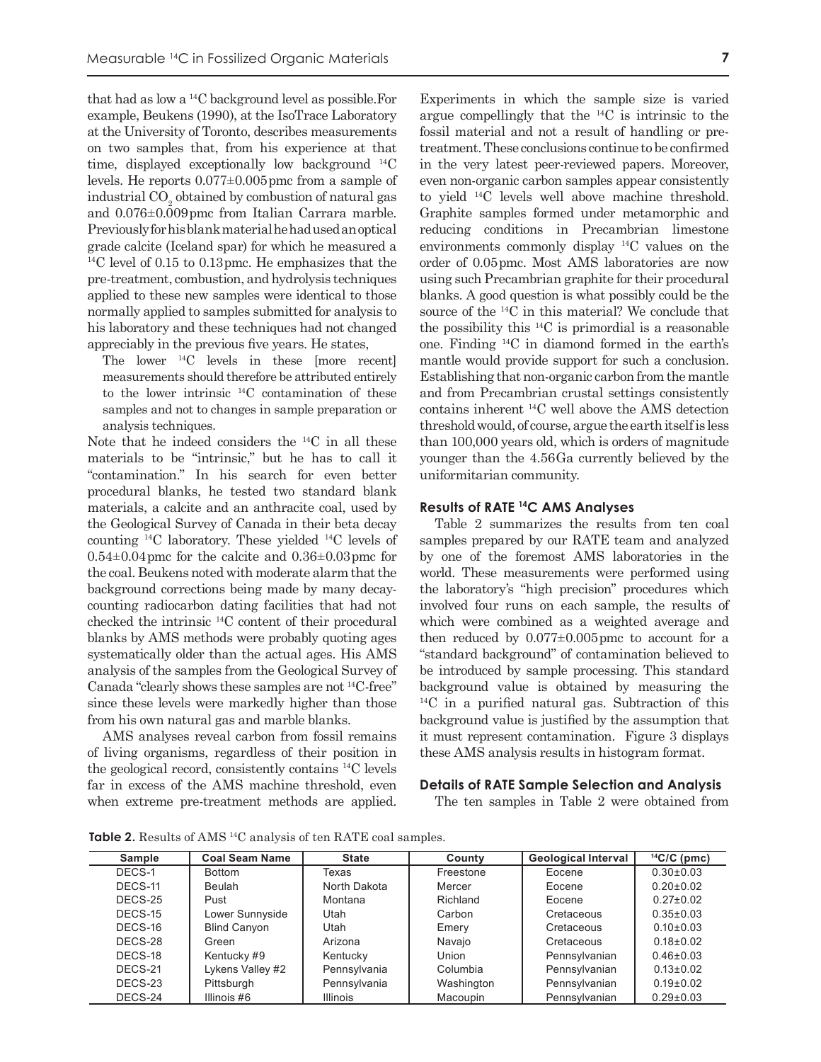that had as low a $^{14}C$ background level as possible. For example, Beukens (1990), at the IsoTrace Laboratory at the University of Toronto, describes measurements on two samples that, from his experience at that time, displayed exceptionally low background $^{14}C$ levels. He reports 0.077±0.005 pmc from a sample of industrial $CO_2$ obtained by combustion of natural gas and 0.076±0.009 pmc from Italian Carrara marble. Previously for his blank material he had used an optical grade calcite (Iceland spar) for which he measured a $^{14}C$ level of 0.15 to 0.13 pmc. He emphasizes that the pre-treatment, combustion, and hydrolysis techniques applied to these new samples were identical to those normally applied to samples submitted for analysis to his laboratory and these techniques had not changed appreciably in the previous five years. He states,

> The lower $^{14}C$ levels in these [more recent] measurements should therefore be attributed entirely to the lower intrinsic $^{14}C$ contamination of these samples and not to changes in sample preparation or analysis techniques.

Note that he indeed considers the $^{14}C$ in all these materials to be "intrinsic," but he has to call it "contamination." In his search for even better procedural blanks, he tested two standard blank materials, a calcite and an anthracite coal, used by the Geological Survey of Canada in their beta decay counting $^{14}C$ laboratory. These yielded $^{14}C$ levels of 0.54±0.04 pmc for the calcite and 0.36±0.03 pmc for the coal. Beukens noted with moderate alarm that the background corrections being made by many decay-counting radiocarbon dating facilities that had not checked the intrinsic $^{14}C$ content of their procedural blanks by AMS methods were probably quoting ages systematically older than the actual ages. His AMS analysis of the samples from the Geological Survey of Canada "clearly shows these samples are not $^{14}C$-free" since these levels were markedly higher than those from his own natural gas and marble blanks.

AMS analyses reveal carbon from fossil remains of living organisms, regardless of their position in the geological record, consistently contains $^{14}C$ levels far in excess of the AMS machine threshold, even when extreme pre-treatment methods are applied. Experiments in which the sample size is varied argue compellingly that the $^{14}C$ is intrinsic to the fossil material and not a result of handling or pre-treatment. These conclusions continue to be confirmed in the very latest peer-reviewed papers. Moreover, even non-organic carbon samples appear consistently to yield $^{14}C$ levels well above machine threshold. Graphite samples formed under metamorphic and reducing conditions in Precambrian limestone environments commonly display $^{14}C$ values on the order of 0.05 pmc. Most AMS laboratories are now using such Precambrian graphite for their procedural blanks. A good question is what possibly could be the source of the $^{14}C$ in this material? We conclude that the possibility this $^{14}C$ is primordial is a reasonable one. Finding $^{14}C$ in diamond formed in the earth's mantle would provide support for such a conclusion. Establishing that non-organic carbon from the mantle and from Precambrian crustal settings consistently contains inherent $^{14}C$ well above the AMS detection threshold would, of course, argue the earth itself is less than 100,000 years old, which is orders of magnitude younger than the 4.56 Ga currently believed by the uniformitarian community.

## Results of RATE $^{14}C$ AMS Analyses

Table 2 summarizes the results from ten coal samples prepared by our RATE team and analyzed by one of the foremost AMS laboratories in the world. These measurements were performed using the laboratory's "high precision" procedures which involved four runs on each sample, the results of which were combined as a weighted average and then reduced by 0.077±0.005 pmc to account for a "standard background" of contamination believed to be introduced by sample processing. This standard background value is obtained by measuring the $^{14}C$ in a purified natural gas. Subtraction of this background value is justified by the assumption that it must represent contamination. Figure 3 displays these AMS analysis results in histogram format.

## Details of RATE Sample Selection and Analysis

The ten samples in Table 2 were obtained from

**Table 2.** Results of AMS $^{14}C$ analysis of ten RATE coal samples.

| Sample | Coal Seam Name | State | County | Geological Interval | $^{14}C/C$ (pmc) |
|---|---|---|---|---|---|
| DECS-1 | Bottom | Texas | Freestone | Eocene | 0.30±0.03 |
| DECS-11 | Beulah | North Dakota | Mercer | Eocene | 0.20±0.02 |
| DECS-25 | Pust | Montana | Richland | Eocene | 0.27±0.02 |
| DECS-15 | Lower Sunnyside | Utah | Carbon | Cretaceous | 0.35±0.03 |
| DECS-16 | Blind Canyon | Utah | Emery | Cretaceous | 0.10±0.03 |
| DECS-28 | Green | Arizona | Navajo | Cretaceous | 0.18±0.02 |
| DECS-18 | Kentucky #9 | Kentucky | Union | Pennsylvanian | 0.46±0.03 |
| DECS-21 | Lykens Valley #2 | Pennsylvania | Columbia | Pennsylvanian | 0.13±0.02 |
| DECS-23 | Pittsburgh | Pennsylvania | Washington | Pennsylvanian | 0.19±0.02 |
| DECS-24 | Illinois #6 | Illinois | Macoupin | Pennsylvanian | 0.29±0.03 |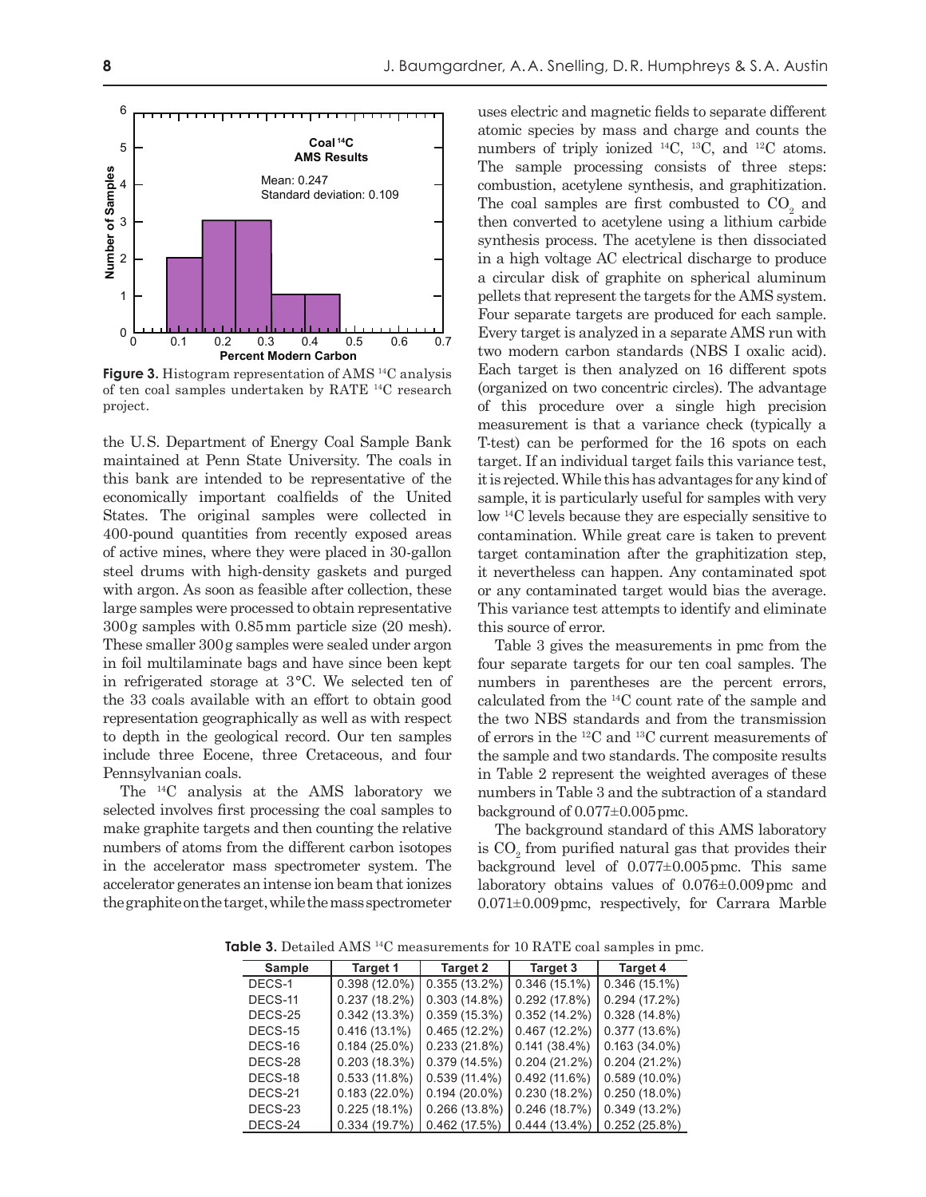Figure 3. Histogram representation of AMS $^{14}C$ analysis of ten coal samples undertaken by RATE $^{14}C$ research project.

the U.S. Department of Energy Coal Sample Bank maintained at Penn State University. The coals in this bank are intended to be representative of the economically important coalfields of the United States. The original samples were collected in 400-pound quantities from recently exposed areas of active mines, where they were placed in 30-gallon steel drums with high-density gaskets and purged with argon. As soon as feasible after collection, these large samples were processed to obtain representative 300 g samples with 0.85 mm particle size (20 mesh). These smaller 300 g samples were sealed under argon in foil multilaminate bags and have since been kept in refrigerated storage at 3 °C. We selected ten of the 33 coals available with an effort to obtain good representation geographically as well as with respect to depth in the geological record. Our ten samples include three Eocene, three Cretaceous, and four Pennsylvanian coals.

The $^{14}C$ analysis at the AMS laboratory we selected involves first processing the coal samples to make graphite targets and then counting the relative numbers of atoms from the different carbon isotopes in the accelerator mass spectrometer system. The accelerator generates an intense ion beam that ionizes the graphite on the target, while the mass spectrometer uses electric and magnetic fields to separate different atomic species by mass and charge and counts the numbers of triply ionized $^{14}C$, $^{13}C$, and $^{12}C$ atoms. The sample processing consists of three steps: combustion, acetylene synthesis, and graphitization. The coal samples are first combusted to $CO_2$ and then converted to acetylene using a lithium carbide synthesis process. The acetylene is then dissociated in a high voltage AC electrical discharge to produce a circular disk of graphite on spherical aluminum pellets that represent the targets for the AMS system. Four separate targets are produced for each sample. Every target is analyzed in a separate AMS run with two modern carbon standards (NBS I oxalic acid). Each target is then analyzed on 16 different spots (organized on two concentric circles). The advantage of this procedure over a single high precision measurement is that a variance check (typically a T-test) can be performed for the 16 spots on each target. If an individual target fails this variance test, it is rejected. While this has advantages for any kind of sample, it is particularly useful for samples with very low $^{14}C$ levels because they are especially sensitive to contamination. While great care is taken to prevent target contamination after the graphitization step, it nevertheless can happen. Any contaminated spot or any contaminated target would bias the average. This variance test attempts to identify and eliminate this source of error.

Table 3 gives the measurements in pmc from the four separate targets for our ten coal samples. The numbers in parentheses are the percent errors, calculated from the $^{14}C$ count rate of the sample and the two NBS standards and from the transmission of errors in the $^{12}C$ and $^{13}C$ current measurements of the sample and two standards. The composite results in Table 2 represent the weighted averages of these numbers in Table 3 and the subtraction of a standard background of 0.077±0.005 pmc.

The background standard of this AMS laboratory is $CO_2$ from purified natural gas that provides their background level of 0.077±0.005 pmc. This same laboratory obtains values of 0.076±0.009 pmc and 0.071±0.009 pmc, respectively, for Carrara Marble

**Table 3.** Detailed AMS $^{14}C$ measurements for 10 RATE coal samples in pmc.

| Sample | Target 1 | Target 2 | Target 3 | Target 4 |
|---|---|---|---|---|
| DECS-1 | 0.398 (12.0%) | 0.355 (13.2%) | 0.346 (15.1%) | 0.346 (15.1%) |
| DECS-11 | 0.237 (18.2%) | 0.303 (14.8%) | 0.292 (17.8%) | 0.294 (17.2%) |
| DECS-25 | 0.342 (13.3%) | 0.359 (15.3%) | 0.352 (14.2%) | 0.328 (14.8%) |
| DECS-15 | 0.416 (13.1%) | 0.465 (12.2%) | 0.467 (12.2%) | 0.377 (13.6%) |
| DECS-16 | 0.184 (25.0%) | 0.233 (21.8%) | 0.141 (38.4%) | 0.163 (34.0%) |
| DECS-28 | 0.203 (18.3%) | 0.379 (14.5%) | 0.204 (21.2%) | 0.204 (21.2%) |
| DECS-18 | 0.533 (11.8%) | 0.539 (11.4%) | 0.492 (11.6%) | 0.589 (10.0%) |
| DECS-21 | 0.183 (22.0%) | 0.194 (20.0%) | 0.230 (18.2%) | 0.250 (18.0%) |
| DECS-23 | 0.225 (18.1%) | 0.266 (13.8%) | 0.246 (18.7%) | 0.349 (13.2%) |
| DECS-24 | 0.334 (19.7%) | 0.462 (17.5%) | 0.444 (13.4%) | 0.252 (25.8%) |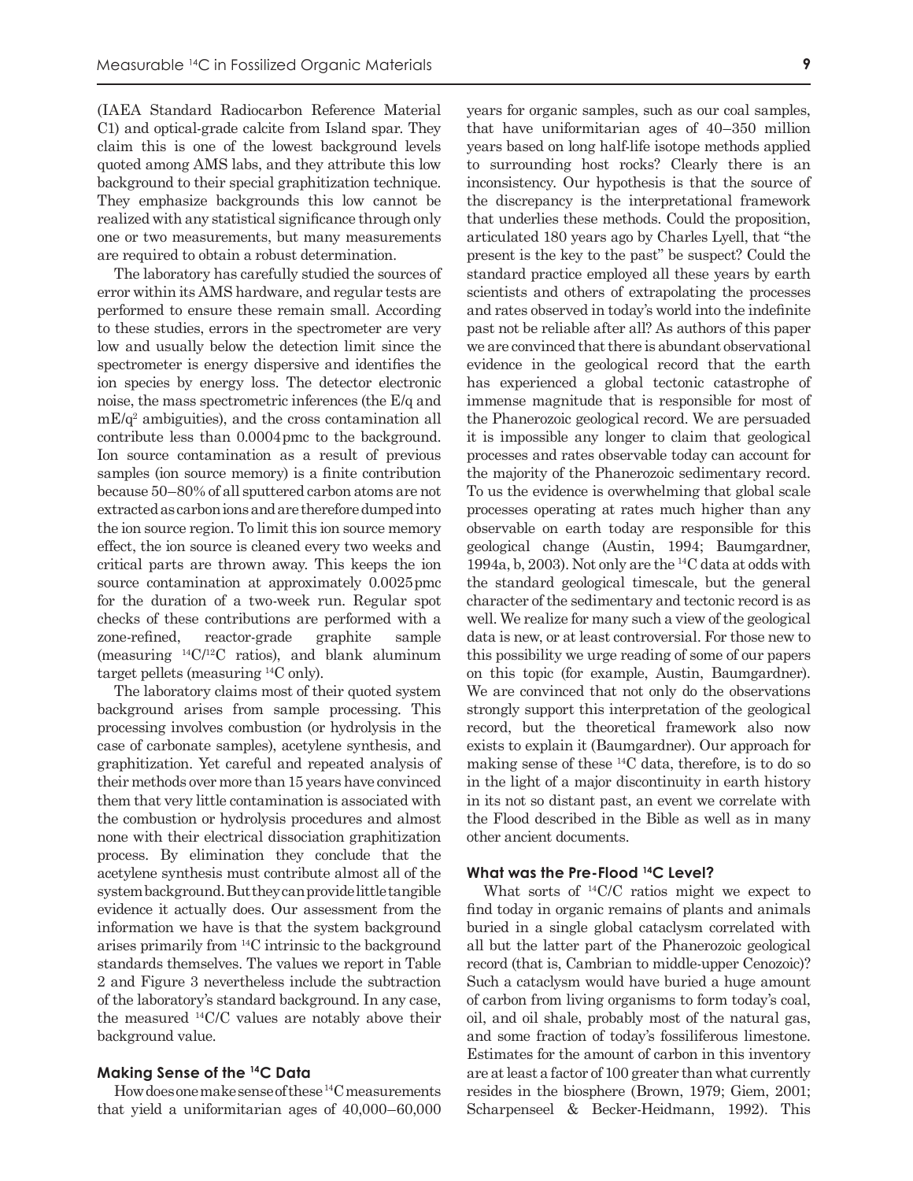(IAEA Standard Radiocarbon Reference Material C1) and optical-grade calcite from Island spar. They claim this is one of the lowest background levels quoted among AMS labs, and they attribute this low background to their special graphitization technique. They emphasize backgrounds this low cannot be realized with any statistical significance through only one or two measurements, but many measurements are required to obtain a robust determination.

The laboratory has carefully studied the sources of error within its AMS hardware, and regular tests are performed to ensure these remain small. According to these studies, errors in the spectrometer are very low and usually below the detection limit since the spectrometer is energy dispersive and identifies the ion species by energy loss. The detector electronic noise, the mass spectrometer inferences (the E/q and $mE/q^2$ ambiguities), and the cross contamination all contribute less than 0.0004 pmc to the background. Ion source contamination as a result of previous samples (ion source memory) is a finite contribution because 50–80% of all sputtered carbon atoms are not extracted as carbon ions and are therefore dumped into the ion source region. To limit this ion source memory effect, the ion source is cleaned every two weeks and critical parts are thrown away. This keeps the ion source contamination at approximately 0.0025 pmc for the duration of a two-week run. Regular spot checks of these contributions are performed with a zone-refined, reactor-grade graphite sample (measuring $^{14}C/^{12}C$ ratios), and blank aluminum target pellets (measuring $^{14}C$ only).

The laboratory claims most of their quoted system background arises from sample processing. This processing involves combustion (or hydrolysis in the case of carbonate samples), acetylene synthesis, and graphitization. Yet careful and repeated analysis of their methods over more than 15 years have convinced them that very little contamination is associated with the combustion or hydrolysis procedures and almost none with their electrical dissociation graphitization process. By elimination they conclude that the acetylene synthesis must contribute almost all of the system background. But they can provide little tangible evidence it actually does. Our assessment from the information we have is that the system background arises primarily from $^{14}C$ intrinsic to the background standards themselves. The values we report in Table 2 and Figure 3 nevertheless include the subtraction of the laboratory's standard background. In any case, the measured $^{14}C/C$ values are notably above their background value.

#### Making Sense of the $^{14}C$ Data

How does one make sense of these $^{14}C$ measurements that yield a uniformitarian ages of 40,000–60,000 years for organic samples, such as our coal samples, that have uniformitarian ages of 40–350 million years based on long half-life isotope methods applied to surrounding host rocks? Clearly there is an inconsistency. Our hypothesis is that the source of the discrepancy is the interpretational framework that underlies these methods. Could the proposition, articulated 180 years ago by Charles Lyell, that "the present is the key to the past" be suspect? Could the standard practice employed all these years by earth scientists and others of extrapolating the processes and rates observed in today's world into the indefinite past not be reliable after all? As authors of this paper we are convinced that there is abundant observational evidence in the geological record that the earth has experienced a global tectonic catastrophe of immense magnitude that is responsible for most of the Phanerozoic geological record. We are persuaded it is impossible any longer to claim that geological processes and rates observable today can account for the majority of the Phanerozoic sedimentary record. To us the evidence is overwhelming that global scale processes operating at rates much higher than any observable on earth today are responsible for this geological change (Austin, 1994; Baumgardner, 1994a, b, 2003). Not only are the $^{14}C$ data at odds with the standard geological timescale, but the general character of the sedimentary and tectonic record is as well. We realize for many such a view of the geological data is new, or at least controversial. For those new to this possibility we urge reading of some of our papers on this topic (for example, Austin, Baumgardner). We are convinced that not only do the observations strongly support this interpretation of the geological record, but the theoretical framework also now exists to explain it (Baumgardner). Our approach for making sense of these $^{14}C$ data, therefore, is to do so in the light of a major discontinuity in earth history in its not so distant past, an event we correlate with the Flood described in the Bible as well as in many other ancient documents.

#### What was the Pre-Flood $^{14}C$ Level?

What sorts of $^{14}C/C$ ratios might we expect to find today in organic remains of plants and animals buried in a single global cataclysm correlated with all but the latter part of the Phanerozoic geological record (that is, Cambrian to middle-upper Cenozoic)? Such a cataclysm would have buried a huge amount of carbon from living organisms to form today's coal, oil, and oil shale, probably most of the natural gas, and some fraction of today's fossiliferous limestone. Estimates for the amount of carbon in this inventory are at least a factor of 100 greater than what currently resides in the biosphere (Brown, 1979; Giem, 2001; Scharpenseel & Becker-Heidmann, 1992). This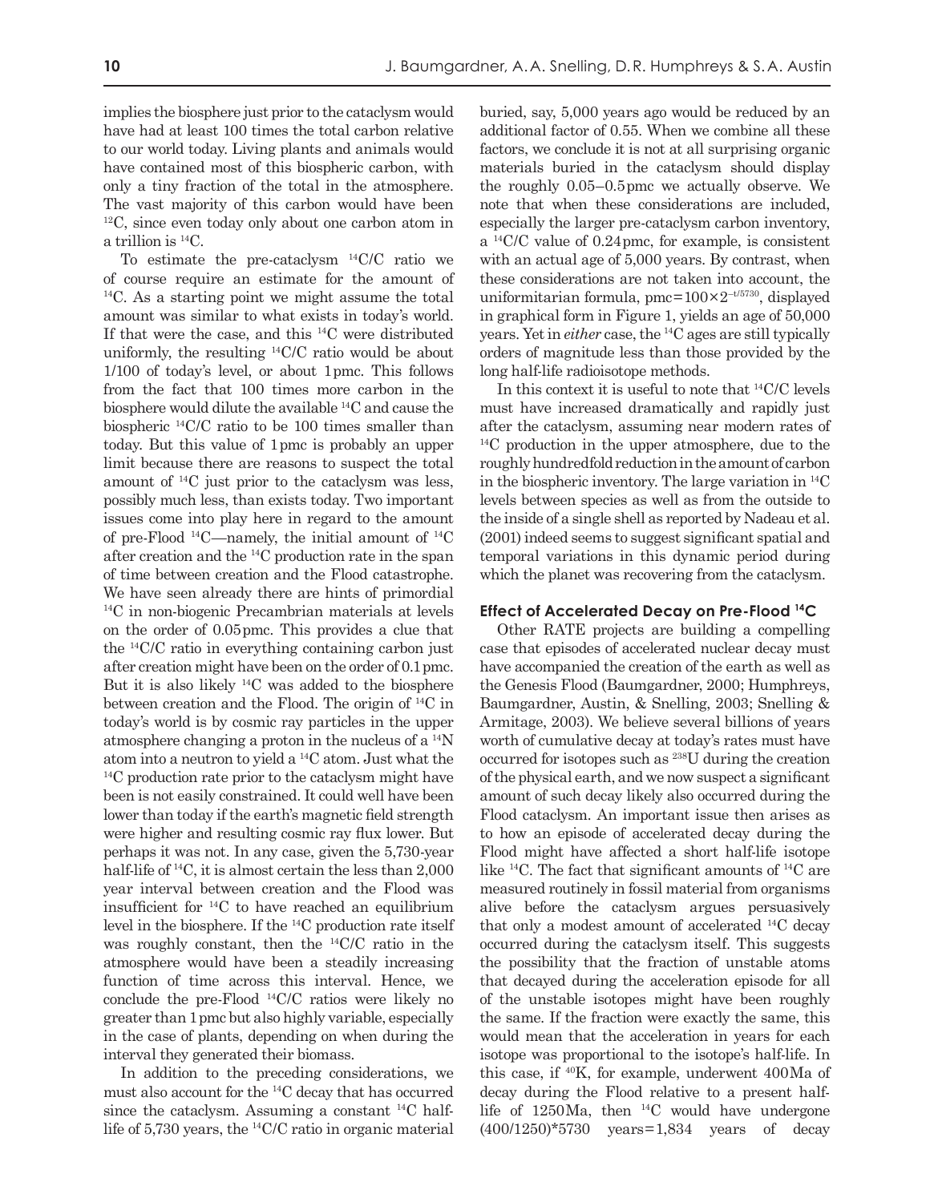implies the biosphere just prior to the cataclysm would have had at least 100 times the total carbon relative to our world today. Living plants and animals would have contained most of this biospheric carbon, with only a tiny fraction of the total in the atmosphere. The vast majority of this carbon would have been $^{12}C$, since even today only about one carbon atom in a trillion is $^{14}C$.

To estimate the pre-cataclysm $^{14}C/C$ ratio we of course require an estimate for the amount of $^{14}C$. As a starting point we might assume the total amount was similar to what exists in today's world. If that were the case, and this $^{14}C$ were distributed uniformly, the resulting $^{14}C/C$ ratio would be about 1/100 of today's level, or about 1 pmc. This follows from the fact that 100 times more carbon in the biosphere would dilute the available $^{14}C$ and cause the biospheric $^{14}C/C$ ratio to be 100 times smaller than today. But this value of 1 pmc is probably an upper limit because there are reasons to suspect the total amount of $^{14}C$ just prior to the cataclysm was less, possibly much less, than exists today. Two important issues come into play here in regard to the amount of pre-Flood $^{14}C$—namely, the initial amount of $^{14}C$ after creation and the $^{14}C$ production rate in the span of time between creation and the Flood catastrophe. We have seen already there are hints of primordial $^{14}C$ in non-biogenic Precambrian materials at levels on the order of 0.05 pmc. This provides a clue that the $^{14}C/C$ ratio in everything containing carbon just after creation might have been on the order of 0.1 pmc. But it is also likely $^{14}C$ was added to the biosphere between creation and the Flood. The origin of $^{14}C$ in today's world is by cosmic ray particles in the upper atmosphere changing a proton in the nucleus of a $^{14}N$ atom into a neutron to yield a $^{14}C$ atom. Just what the $^{14}C$ production rate prior to the cataclysm might have been is not easily constrained. It could well have been lower than today if the earth's magnetic field strength were higher and resulting cosmic ray flux lower. But perhaps it was not. In any case, given the 5,730-year half-life of $^{14}C$, it is almost certain the less than 2,000 year interval between creation and the Flood was insufficient for $^{14}C$ to have reached an equilibrium level in the biosphere. If the $^{14}C$ production rate itself was roughly constant, then the $^{14}C/C$ ratio in the atmosphere would have been a steadily increasing function of time across this interval. Hence, we conclude the pre-Flood $^{14}C/C$ ratios were likely no greater than 1 pmc but also highly variable, especially in the case of plants, depending on when during the interval they generated their biomass.

In addition to the preceding considerations, we must also account for the $^{14}C$ decay that has occurred since the cataclysm. Assuming a constant $^{14}C$ half-life of 5,730 years, the $^{14}C/C$ ratio in organic material buried, say, 5,000 years ago would be reduced by an additional factor of 0.55. When we combine all these factors, we conclude it is not at all surprising organic materials buried in the cataclysm should display the roughly 0.05–0.5 pmc we actually observe. We note that when these considerations are included, especially the larger pre-cataclysm carbon inventory, a $^{14}C/C$ value of 0.24 pmc, for example, is consistent with an actual age of 5,000 years. By contrast, when these considerations are not taken into account, the uniformitarian formula, $\text{pmc} = 100 \times 2^{-t/5730}$, displayed in graphical form in Figure 1, yields an age of 50,000 years. Yet in *either* case, the $^{14}C$ ages are still typically orders of magnitude less than those provided by the long half-life radioisotope methods.

In this context it is useful to note that $^{14}C/C$ levels must have increased dramatically and rapidly just after the cataclysm, assuming near modern rates of $^{14}C$ production in the upper atmosphere, due to the roughly hundredfold reduction in the amount of carbon in the biospheric inventory. The large variation in $^{14}C$ levels between species as well as from the outside to the inside of a single shell as reported by Nadeau et al. (2001) indeed seems to suggest significant spatial and temporal variations in this dynamic period during which the planet was recovering from the cataclysm.

### Effect of Accelerated Decay on Pre-Flood $^{14}C$

Other RATE projects are building a compelling case that episodes of accelerated nuclear decay must have accompanied the creation of the earth as well as the Genesis Flood (Baumgardner, 2000; Humphreys, Baumgardner, Austin, & Snelling, 2003; Snelling & Armitage, 2003). We believe several billions of years worth of cumulative decay at today's rates must have occurred for isotopes such as $^{238}U$ during the creation of the physical earth, and we now suspect a significant amount of such decay likely also occurred during the Flood cataclysm. An important issue then arises as to how an episode of accelerated decay during the Flood might have affected a short half-life isotope like $^{14}C$. The fact that significant amounts of $^{14}C$ are measured routinely in fossil material from organisms alive before the cataclysm argues persuasively that only a modest amount of accelerated $^{14}C$ decay occurred during the cataclysm itself. This suggests the possibility that the fraction of unstable atoms that decayed during the acceleration episode for all of the unstable isotopes might have been roughly the same. If the fraction were exactly the same, this would mean that the acceleration in years for each isotope was proportional to the isotope's half-life. In this case, if $^{40}K$, for example, underwent 400 Ma of decay during the Flood relative to a present half-life of 1250 Ma, then $^{14}C$ would have undergone $(400/1250) * 5730$ years $= 1{,}834$ years of decay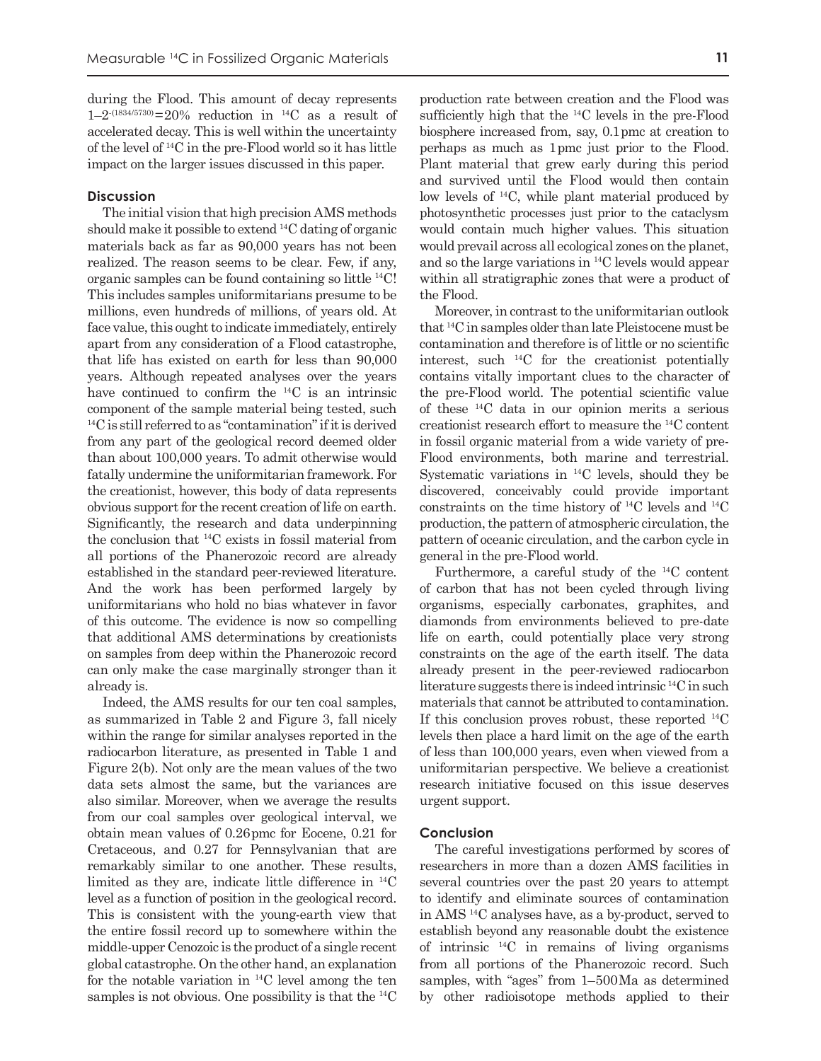during the Flood. This amount of decay represents $1-2^{-(1834/5730)}=20\%$ reduction in $^{14}C$ as a result of accelerated decay. This is well within the uncertainty of the level of $^{14}C$ in the pre-Flood world so it has little impact on the larger issues discussed in this paper.

### Discussion

The initial vision that high precision AMS methods should make it possible to extend $^{14}C$ dating of organic materials back as far as 90,000 years has not been realized. The reason seems to be clear. Few, if any, organic samples can be found containing so little $^{14}C$! This includes samples uniformitarians presume to be millions, even hundreds of millions, of years old. At face value, this ought to indicate immediately, entirely apart from any consideration of a Flood catastrophe, that life has existed on earth for less than 90,000 years. Although repeated analyses over the years have continued to confirm the $^{14}C$ is an intrinsic component of the sample material being tested, such $^{14}C$ is still referred to as "contamination" if it is derived from any part of the geological record deemed older than about 100,000 years. To admit otherwise would fatally undermine the uniformitarian framework. For the creationist, however, this body of data represents obvious support for the recent creation of life on earth. Significantly, the research and data underpinning the conclusion that $^{14}C$ exists in fossil material from all portions of the Phanerozoic record are already established in the standard peer-reviewed literature. And the work has been performed largely by uniformitarians who hold no bias whatever in favor of this outcome. The evidence is now so compelling that additional AMS determinations by creationists on samples from deep within the Phanerozoic record can only make the case marginally stronger than it already is.

Indeed, the AMS results for our ten coal samples, as summarized in Table 2 and Figure 3, fall nicely within the range for similar analyses reported in the radiocarbon literature, as presented in Table 1 and Figure 2(b). Not only are the mean values of the two data sets almost the same, but the variances are also similar. Moreover, when we average the results from our coal samples over geological interval, we obtain mean values of 0.26 pmc for Eocene, 0.21 for Cretaceous, and 0.27 for Pennsylvanian that are remarkably similar to one another. These results, limited as they are, indicate little difference in $^{14}C$ level as a function of position in the geological record. This is consistent with the young-earth view that the entire fossil record up to somewhere within the middle-upper Cenozoic is the product of a single recent global catastrophe. On the other hand, an explanation for the notable variation in $^{14}C$ level among the ten samples is not obvious. One possibility is that the $^{14}C$ production rate between creation and the Flood was sufficiently high that the $^{14}C$ levels in the pre-Flood biosphere increased from, say, 0.1 pmc at creation to perhaps as much as 1 pmc just prior to the Flood. Plant material that grew early during this period and survived until the Flood would then contain low levels of $^{14}C$, while plant material produced by photosynthetic processes just prior to the cataclysm would contain much higher values. This situation would prevail across all ecological zones on the planet, and so the large variations in $^{14}C$ levels would appear within all stratigraphic zones that were a product of the Flood.

Moreover, in contrast to the uniformitarian outlook that $^{14}C$ in samples older than late Pleistocene must be contamination and therefore is of little or no scientific interest, such $^{14}C$ for the creationist potentially contains vitally important clues to the character of the pre-Flood world. The potential scientific value of these $^{14}C$ data in our opinion merits a serious creationist research effort to measure the $^{14}C$ content in fossil organic material from a wide variety of pre-Flood environments, both marine and terrestrial. Systematic variations in $^{14}C$ levels, should they be discovered, conceivably could provide important constraints on the time history of $^{14}C$ levels and $^{14}C$ production, the pattern of atmospheric circulation, the pattern of oceanic circulation, and the carbon cycle in general in the pre-Flood world.

Furthermore, a careful study of the $^{14}C$ content of carbon that has not been cycled through living organisms, especially carbonates, graphites, and diamonds from environments believed to pre-date life on earth, could potentially place very strong constraints on the age of the earth itself. The data already present in the peer-reviewed radiocarbon literature suggests there is indeed intrinsic $^{14}C$ in such materials that cannot be attributed to contamination. If this conclusion proves robust, these reported $^{14}C$ levels then place a hard limit on the age of the earth of less than 100,000 years, even when viewed from a uniformitarian perspective. We believe a creationist research initiative focused on this issue deserves urgent support.

### Conclusion

The careful investigations performed by scores of researchers in more than a dozen AMS facilities in several countries over the past 20 years to attempt to identify and eliminate sources of contamination in AMS $^{14}C$ analyses have, as a by-product, served to establish beyond any reasonable doubt the existence of intrinsic $^{14}C$ in remains of living organisms from all portions of the Phanerozoic record. Such samples, with "ages" from 1–500 Ma as determined by other radioisotope methods applied to their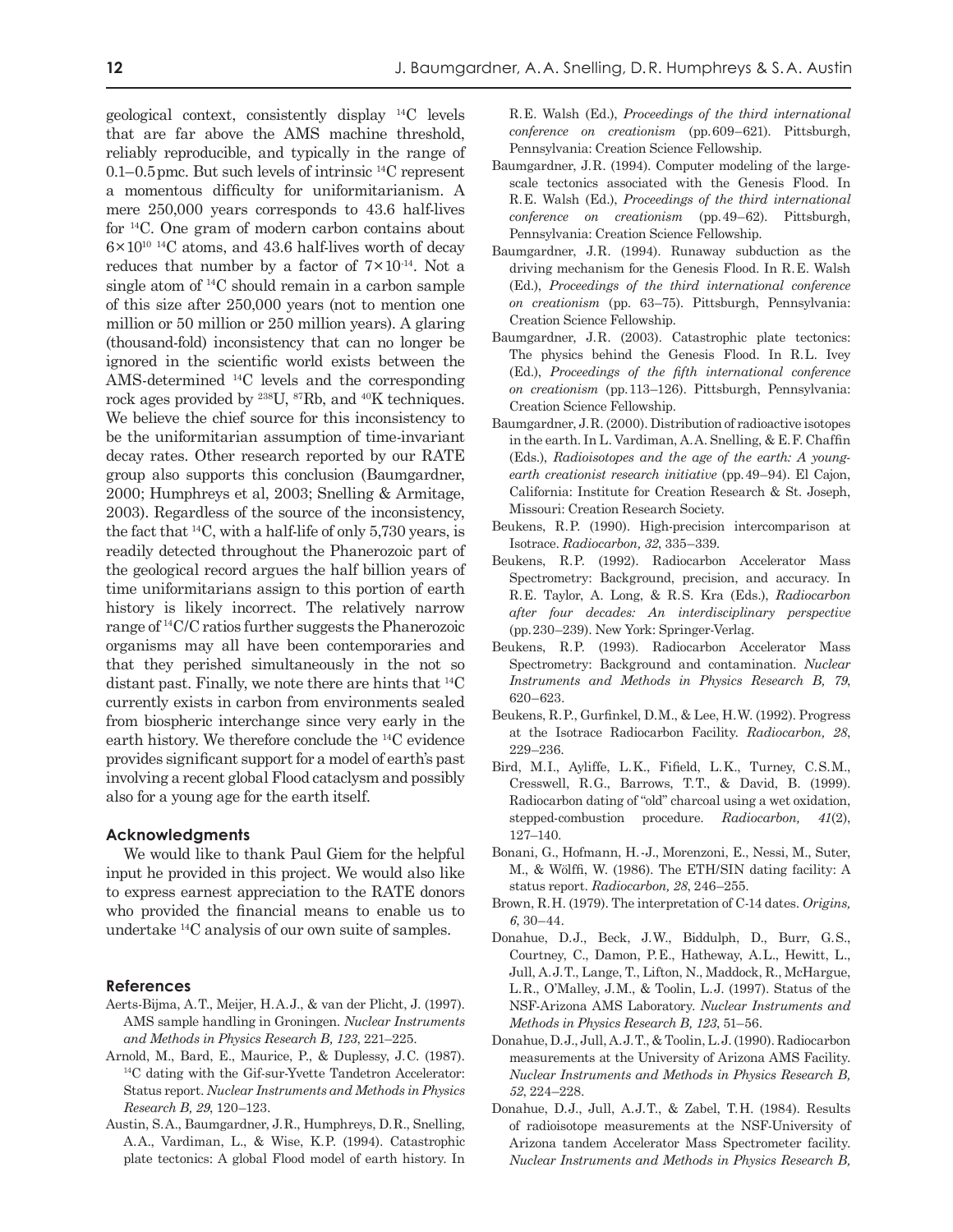geological context, consistently display $^{14}C$ levels that are far above the AMS machine threshold, reliably reproducible, and typically in the range of 0.1–0.5 pmc. But such levels of intrinsic $^{14}C$ represent a momentous difficulty for uniformitarianism. A mere 250,000 years corresponds to 43.6 half-lives for $^{14}C$. One gram of modern carbon contains about $6\times10^{10}$ $^{14}C$ atoms, and 43.6 half-lives worth of decay reduces that number by a factor of $7\times10^{-14}$. Not a single atom of $^{14}C$ should remain in a carbon sample of this size after 250,000 years (not to mention one million or 50 million or 250 million years). A glaring (thousand-fold) inconsistency that can no longer be ignored in the scientific world exists between the AMS-determined $^{14}C$ levels and the corresponding rock ages provided by $^{238}U$, $^{87}Rb$, and $^{40}K$ techniques. We believe the chief source for this inconsistency to be the uniformitarian assumption of time-invariant decay rates. Other research reported by our RATE group also supports this conclusion (Baumgardner, 2000; Humphreys et al, 2003; Snelling & Armitage, 2003). Regardless of the source of the inconsistency, the fact that $^{14}C$, with a half-life of only 5,730 years, is readily detected throughout the Phanerozoic part of the geological record argues the half billion years of time uniformitarians assign to this portion of earth history is likely incorrect. The relatively narrow range of $^{14}C/C$ ratios further suggests the Phanerozoic organisms may all have been contemporaries and that they perished simultaneously in the not so distant past. Finally, we note there are hints that $^{14}C$ currently exists in carbon from environments sealed from biospheric interchange since very early in the earth history. We therefore conclude the $^{14}C$ evidence provides significant support for a model of earth's past involving a recent global Flood cataclysm and possibly also for a young age for the earth itself.

## Acknowledgments

We would like to thank Paul Giem for the helpful input he provided in this project. We would also like to express earnest appreciation to the RATE donors who provided the financial means to enable us to undertake $^{14}C$ analysis of our own suite of samples.

## References

Aerts-Bijma, A.T., Meijer, H.A.J., & van der Plicht, J. (1997). AMS sample handling in Groningen. *Nuclear Instruments and Methods in Physics Research B, 123*, 221–225.

Arnold, M., Bard, E., Maurice, P., & Duplessy, J.C. (1987). $^{14}C$ dating with the Gif-sur-Yvette Tandetron Accelerator: Status report. *Nuclear Instruments and Methods in Physics Research B, 29*, 120–123.

Austin, S.A., Baumgardner, J.R., Humphreys, D.R., Snelling, A.A., Vardiman, L., & Wise, K.P. (1994). Catastrophic plate tectonics: A global Flood model of earth history. In R.E. Walsh (Ed.), *Proceedings of the third international conference on creationism* (pp. 609–621). Pittsburgh, Pennsylvania: Creation Science Fellowship.

Baumgardner, J.R. (1994). Computer modeling of the large-scale tectonics associated with the Genesis Flood. In R.E. Walsh (Ed.), *Proceedings of the third international conference on creationism* (pp. 49–62). Pittsburgh, Pennsylvania: Creation Science Fellowship.

Baumgardner, J.R. (1994). Runaway subduction as the driving mechanism for the Genesis Flood. In R.E. Walsh (Ed.), *Proceedings of the third international conference on creationism* (pp. 63–75). Pittsburgh, Pennsylvania: Creation Science Fellowship.

Baumgardner, J.R. (2003). Catastrophic plate tectonics: The physics behind the Genesis Flood. In R.L. Ivey (Ed.), *Proceedings of the fifth international conference on creationism* (pp. 113–126). Pittsburgh, Pennsylvania: Creation Science Fellowship.

Baumgardner, J.R. (2000). Distribution of radioactive isotopes in the earth. In L. Vardiman, A.A. Snelling, & E.F. Chaffin (Eds.), *Radioisotopes and the age of the earth: A young-earth creationist research initiative* (pp. 49–94). El Cajon, California: Institute for Creation Research & St. Joseph, Missouri: Creation Research Society.

Beukens, R.P. (1990). High-precision intercomparison at Isotrace. *Radiocarbon, 32*, 335–339.

Beukens, R.P. (1992). Radiocarbon Accelerator Mass Spectrometry: Background, precision, and accuracy. In R.E. Taylor, A. Long, & R.S. Kra (Eds.), *Radiocarbon after four decades: An interdisciplinary perspective* (pp. 230–239). New York: Springer-Verlag.

Beukens, R.P. (1993). Radiocarbon Accelerator Mass Spectrometry: Background and contamination. *Nuclear Instruments and Methods in Physics Research B, 79*, 620–623.

Beukens, R.P., Gurfinkel, D.M., & Lee, H.W. (1992). Progress at the Isotrace Radiocarbon Facility. *Radiocarbon, 28*, 229–236.

Bird, M.I., Ayliffe, L.K., Fifield, L.K., Turney, C.S.M., Cresswell, R.G., Barrows, T.T., & David, B. (1999). Radiocarbon dating of "old" charcoal using a wet oxidation, stepped-combustion procedure. *Radiocarbon, 41*(2), 127–140.

Bonani, G., Hofmann, H.-J., Morenzoni, E., Nessi, M., Suter, M., & Wölffi, W. (1986). The ETH/SIN dating facility: A status report. *Radiocarbon, 28*, 246–255.

Brown, R.H. (1979). The interpretation of C-14 dates. *Origins, 6*, 30–44.

Donahue, D.J., Beck, J.W., Biddulph, D., Burr, G.S., Courtney, C., Damon, P.E., Hatheway, A.L., Hewitt, L., Jull, A.J.T., Lange, T., Lifton, N., Maddock, R., McHargue, L.R., O'Malley, J.M., & Toolin, L.J. (1997). Status of the NSF-Arizona AMS Laboratory. *Nuclear Instruments and Methods in Physics Research B, 123*, 51–56.

Donahue, D.J., Jull, A.J.T., & Toolin, L.J. (1990). Radiocarbon measurements at the University of Arizona AMS Facility. *Nuclear Instruments and Methods in Physics Research B, 52*, 224–228.

Donahue, D.J., Jull, A.J.T., & Zabel, T.H. (1984). Results of radioisotope measurements at the NSF-University of Arizona tandem Accelerator Mass Spectrometer facility. *Nuclear Instruments and Methods in Physics Research B,*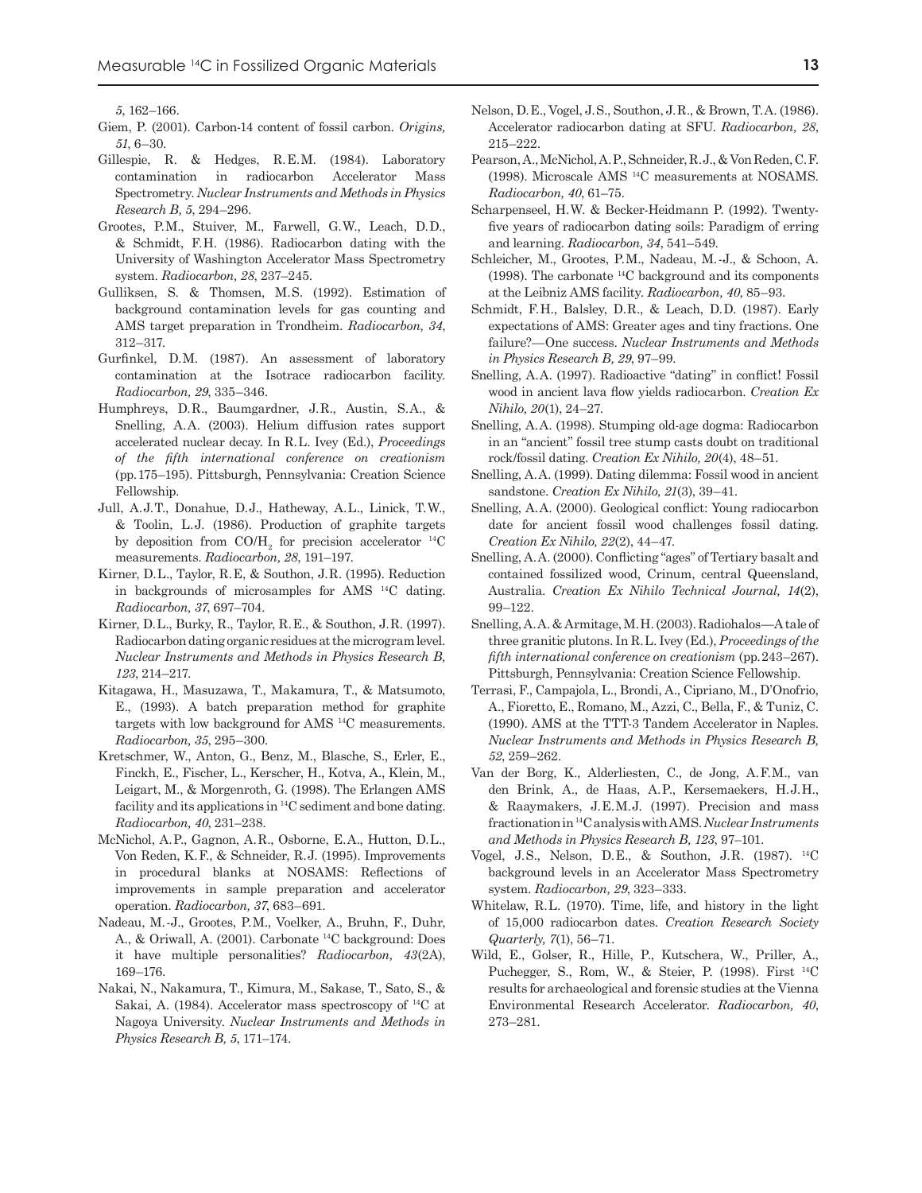*5*, 162–166.

Giem, P. (2001). Carbon-14 content of fossil carbon. *Origins, 51*, 6–30.

Gillespie, R. & Hedges, R.E.M. (1984). Laboratory contamination in radiocarbon Accelerator Mass Spectrometry. *Nuclear Instruments and Methods in Physics Research B, 5*, 294–296.

Grootes, P.M., Stuiver, M., Farwell, G.W., Leach, D.D., & Schmidt, F.H. (1986). Radiocarbon dating with the University of Washington Accelerator Mass Spectrometry system. *Radiocarbon, 28*, 237–245.

Gulliksen, S. & Thomsen, M.S. (1992). Estimation of background contamination levels for gas counting and AMS target preparation in Trondheim. *Radiocarbon, 34*, 312–317.

Gurfinkel, D.M. (1987). An assessment of laboratory contamination at the Isotrace radiocarbon facility. *Radiocarbon, 29*, 335–346.

Humphreys, D.R., Baumgardner, J.R., Austin, S.A., & Snelling, A.A. (2003). Helium diffusion rates support accelerated nuclear decay. In R.L. Ivey (Ed.), *Proceedings of the fifth international conference on creationism* (pp.175–195). Pittsburgh, Pennsylvania: Creation Science Fellowship.

Jull, A.J.T., Donahue, D.J., Hatheway, A.L., Linick, T.W., & Toolin, L.J. (1986). Production of graphite targets by deposition from $CO/H_2$ for precision accelerator $^{14}C$ measurements. *Radiocarbon, 28*, 191–197.

Kirner, D.L., Taylor, R.E, & Southon, J.R. (1995). Reduction in backgrounds of microsamples for AMS $^{14}C$ dating. *Radiocarbon, 37*, 697–704.

Kirner, D.L., Burky, R., Taylor, R.E., & Southon, J.R. (1997). Radiocarbon dating organic residues at the microgram level. *Nuclear Instruments and Methods in Physics Research B, 123*, 214–217.

Kitagawa, H., Masuzawa, T., Makamura, T., & Matsumoto, E., (1993). A batch preparation method for graphite targets with low background for AMS $^{14}C$ measurements. *Radiocarbon, 35*, 295–300.

Kretschmer, W., Anton, G., Benz, M., Blasche, S., Erler, E., Finckh, E., Fischer, L., Kerscher, H., Kotva, A., Klein, M., Leigart, M., & Morgenroth, G. (1998). The Erlangen AMS facility and its applications in $^{14}C$ sediment and bone dating. *Radiocarbon, 40*, 231–238.

McNichol, A.P., Gagnon, A.R., Osborne, E.A., Hutton, D.L., Von Reden, K.F., & Schneider, R.J. (1995). Improvements in procedural blanks at NOSAMS: Reflections of improvements in sample preparation and accelerator operation. *Radiocarbon, 37*, 683–691.

Nadeau, M.-J., Grootes, P.M., Voelker, A., Bruhn, F., Duhr, A., & Oriwall, A. (2001). Carbonate $^{14}C$ background: Does it have multiple personalities? *Radiocarbon, 43*(2A), 169–176.

Nakai, N., Nakamura, T., Kimura, M., Sakase, T., Sato, S., & Sakai, A. (1984). Accelerator mass spectroscopy of $^{14}C$ at Nagoya University. *Nuclear Instruments and Methods in Physics Research B, 5*, 171–174.

Nelson, D.E., Vogel, J.S., Southon, J.R., & Brown, T.A. (1986). Accelerator radiocarbon dating at SFU. *Radiocarbon, 28*, 215–222.

Pearson, A., McNichol, A.P., Schneider, R.J., & Von Reden, C.F. (1998). Microscale AMS $^{14}C$ measurements at NOSAMS. *Radiocarbon, 40*, 61–75.

Scharpenseel, H.W. & Becker-Heidmann P. (1992). Twenty-five years of radiocarbon dating soils: Paradigm of erring and learning. *Radiocarbon, 34*, 541–549.

Schleicher, M., Grootes, P.M., Nadeau, M.-J., & Schoon, A. (1998). The carbonate $^{14}C$ background and its components at the Leibniz AMS facility. *Radiocarbon, 40*, 85–93.

Schmidt, F.H., Balsley, D.R., & Leach, D.D. (1987). Early expectations of AMS: Greater ages and tiny fractions. One failure?—One success. *Nuclear Instruments and Methods in Physics Research B, 29*, 97–99.

Snelling, A.A. (1997). Radioactive "dating" in conflict! Fossil wood in ancient lava flow yields radiocarbon. *Creation Ex Nihilo, 20*(1), 24–27.

Snelling, A.A. (1998). Stumping old-age dogma: Radiocarbon in an "ancient" fossil tree stump casts doubt on traditional rock/fossil dating. *Creation Ex Nihilo, 20*(4), 48–51.

Snelling, A.A. (1999). Dating dilemma: Fossil wood in ancient sandstone. *Creation Ex Nihilo, 21*(3), 39–41.

Snelling, A.A. (2000). Geological conflict: Young radiocarbon date for ancient fossil wood challenges fossil dating. *Creation Ex Nihilo, 22*(2), 44–47.

Snelling, A.A. (2000). Conflicting "ages" of Tertiary basalt and contained fossilized wood, Crinum, central Queensland, Australia. *Creation Ex Nihilo Technical Journal, 14*(2), 99–122.

Snelling, A.A. & Armitage, M.H. (2003). Radiohalos—A tale of three granitic plutons. In R.L. Ivey (Ed.), *Proceedings of the fifth international conference on creationism* (pp.243–267). Pittsburgh, Pennsylvania: Creation Science Fellowship.

Terrasi, F., Campajola, L., Brondi, A., Cipriano, M., D'Onofrio, A., Fioretto, E., Romano, M., Azzi, C., Bella, F., & Tuniz, C. (1990). AMS at the TTT-3 Tandem Accelerator in Naples. *Nuclear Instruments and Methods in Physics Research B, 52*, 259–262.

Van der Borg, K., Alderliesten, C., de Jong, A.F.M., van den Brink, A., de Haas, A.P., Kersemaekers, H.J.H., & Raaymakers, J.E.M.J. (1997). Precision and mass fractionation in $^{14}C$ analysis with AMS. *Nuclear Instruments and Methods in Physics Research B, 123*, 97–101.

Vogel, J.S., Nelson, D.E., & Southon, J.R. (1987). $^{14}C$ background levels in an Accelerator Mass Spectrometry system. *Radiocarbon, 29*, 323–333.

Whitelaw, R.L. (1970). Time, life, and history in the light of 15,000 radiocarbon dates. *Creation Research Society Quarterly, 7*(1), 56–71.

Wild, E., Golser, R., Hille, P., Kutschera, W., Priller, A., Puchegger, S., Rom, W., & Steier, P. (1998). First $^{14}C$ results for archaeological and forensic studies at the Vienna Environmental Research Accelerator. *Radiocarbon, 40*, 273–281.